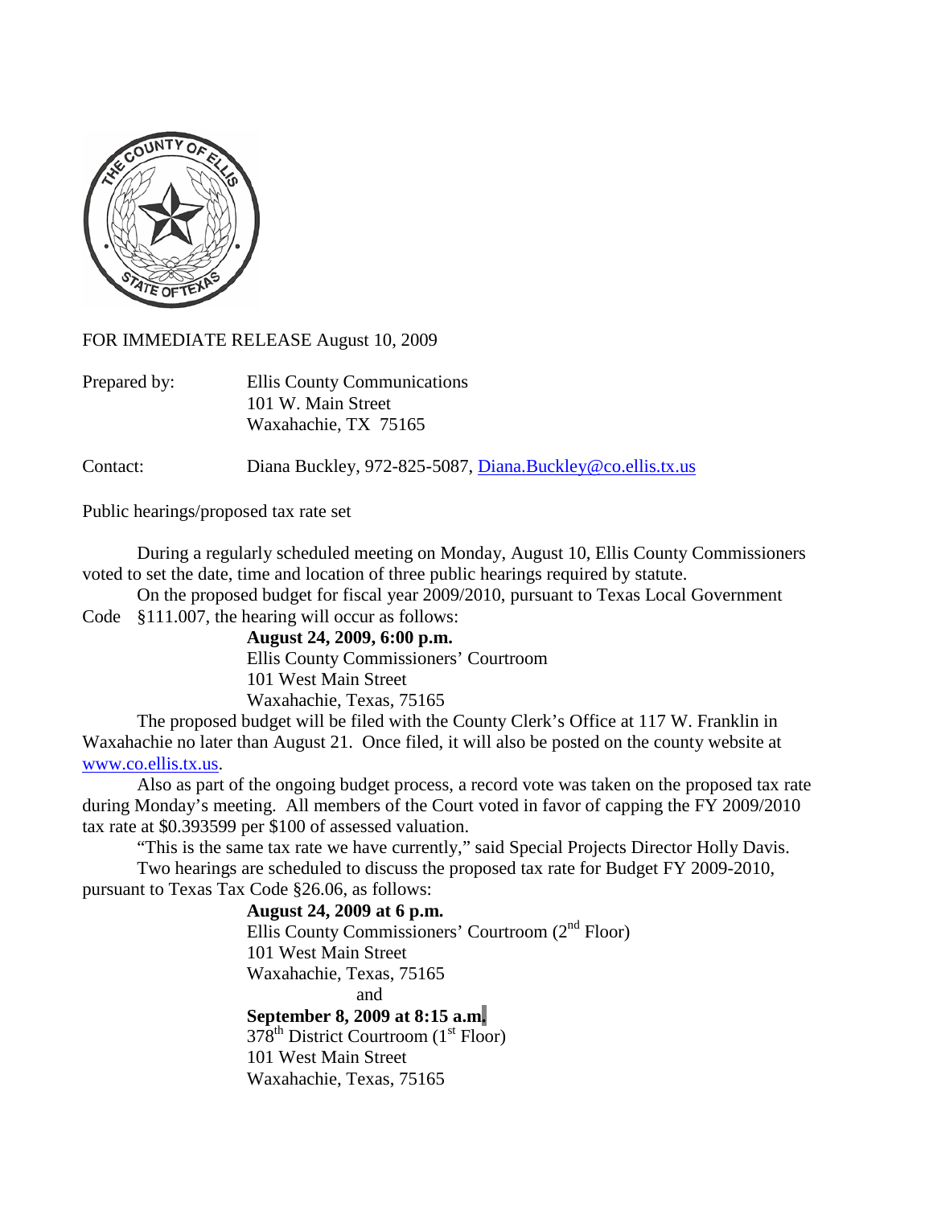FOR IMMEDIATE RELEASE August 10, 2009

Prepared by: Ellis County Communications
101 W. Main Street
Waxahachie, TX 75165

Contact: Diana Buckley, 972-825-5087, Diana.Buckley@co.ellis.tx.us

Public hearings/proposed tax rate set

During a regularly scheduled meeting on Monday, August 10, Ellis County Commissioners voted to set the date, time and location of three public hearings required by statute.

On the proposed budget for fiscal year 2009/2010, pursuant to Texas Local Government Code §111.007, the hearing will occur as follows:

**August 24, 2009, 6:00 p.m.**
Ellis County Commissioners' Courtroom
101 West Main Street
Waxahachie, Texas, 75165

The proposed budget will be filed with the County Clerk's Office at 117 W. Franklin in Waxahachie no later than August 21. Once filed, it will also be posted on the county website at www.co.ellis.tx.us.

Also as part of the ongoing budget process, a record vote was taken on the proposed tax rate during Monday's meeting. All members of the Court voted in favor of capping the FY 2009/2010 tax rate at $0.393599 per $100 of assessed valuation.

"This is the same tax rate we have currently," said Special Projects Director Holly Davis.

Two hearings are scheduled to discuss the proposed tax rate for Budget FY 2009-2010, pursuant to Texas Tax Code §26.06, as follows:

**August 24, 2009 at 6 p.m.**
Ellis County Commissioners' Courtroom (2nd Floor)
101 West Main Street
Waxahachie, Texas, 75165

and

**September 8, 2009 at 8:15 a.m.**
378th District Courtroom (1st Floor)
101 West Main Street
Waxahachie, Texas, 75165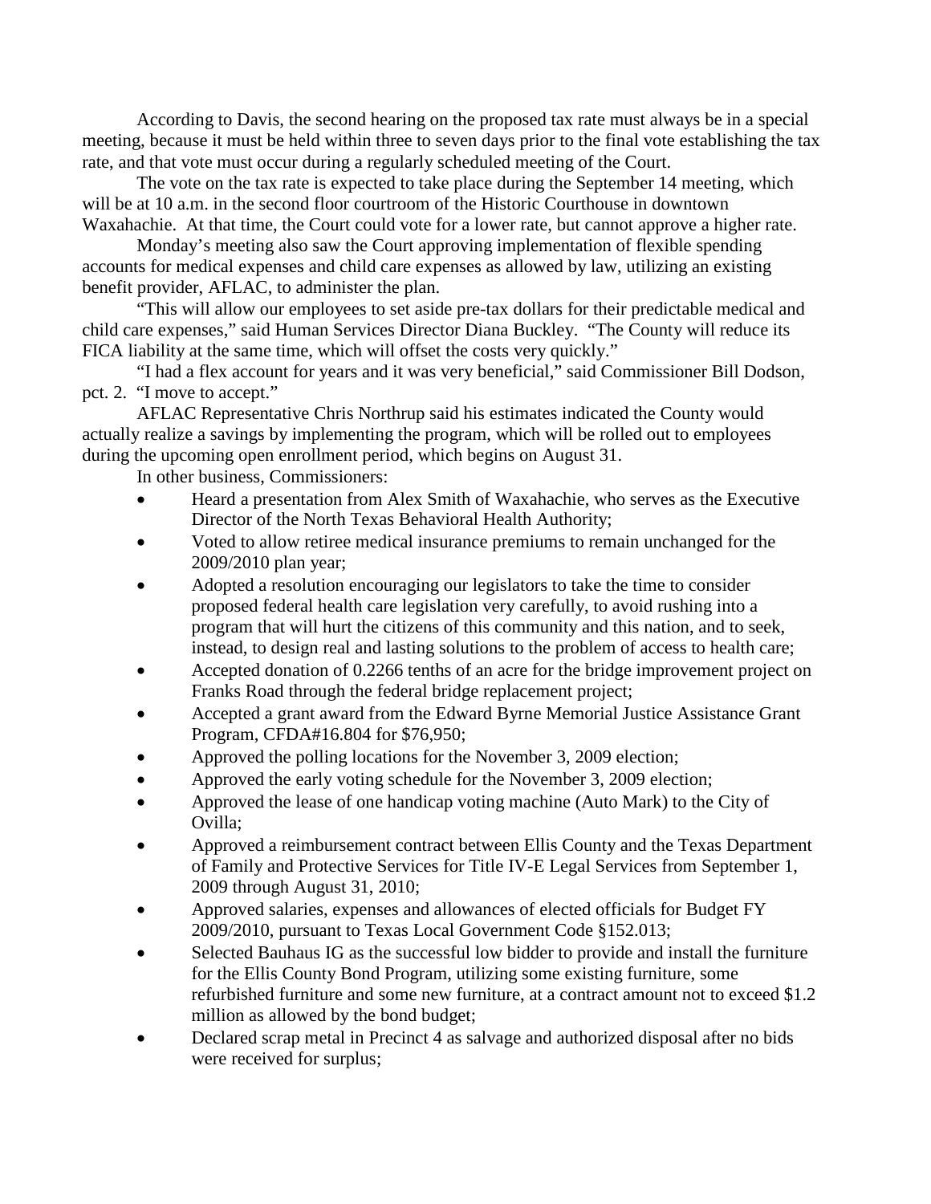According to Davis, the second hearing on the proposed tax rate must always be in a special meeting, because it must be held within three to seven days prior to the final vote establishing the tax rate, and that vote must occur during a regularly scheduled meeting of the Court.

The vote on the tax rate is expected to take place during the September 14 meeting, which will be at 10 a.m. in the second floor courtroom of the Historic Courthouse in downtown Waxahachie. At that time, the Court could vote for a lower rate, but cannot approve a higher rate.

Monday's meeting also saw the Court approving implementation of flexible spending accounts for medical expenses and child care expenses as allowed by law, utilizing an existing benefit provider, AFLAC, to administer the plan.

"This will allow our employees to set aside pre-tax dollars for their predictable medical and child care expenses," said Human Services Director Diana Buckley. "The County will reduce its FICA liability at the same time, which will offset the costs very quickly."

"I had a flex account for years and it was very beneficial," said Commissioner Bill Dodson, pct. 2. "I move to accept."

AFLAC Representative Chris Northrup said his estimates indicated the County would actually realize a savings by implementing the program, which will be rolled out to employees during the upcoming open enrollment period, which begins on August 31.

In other business, Commissioners:

- Heard a presentation from Alex Smith of Waxahachie, who serves as the Executive Director of the North Texas Behavioral Health Authority;
- Voted to allow retiree medical insurance premiums to remain unchanged for the 2009/2010 plan year;
- Adopted a resolution encouraging our legislators to take the time to consider proposed federal health care legislation very carefully, to avoid rushing into a program that will hurt the citizens of this community and this nation, and to seek, instead, to design real and lasting solutions to the problem of access to health care;
- Accepted donation of 0.2266 tenths of an acre for the bridge improvement project on Franks Road through the federal bridge replacement project;
- Accepted a grant award from the Edward Byrne Memorial Justice Assistance Grant Program, CFDA#16.804 for $76,950;
- Approved the polling locations for the November 3, 2009 election;
- Approved the early voting schedule for the November 3, 2009 election;
- Approved the lease of one handicap voting machine (Auto Mark) to the City of Ovilla;
- Approved a reimbursement contract between Ellis County and the Texas Department of Family and Protective Services for Title IV-E Legal Services from September 1, 2009 through August 31, 2010;
- Approved salaries, expenses and allowances of elected officials for Budget FY 2009/2010, pursuant to Texas Local Government Code §152.013;
- Selected Bauhaus IG as the successful low bidder to provide and install the furniture for the Ellis County Bond Program, utilizing some existing furniture, some refurbished furniture and some new furniture, at a contract amount not to exceed $1.2 million as allowed by the bond budget;
- Declared scrap metal in Precinct 4 as salvage and authorized disposal after no bids were received for surplus;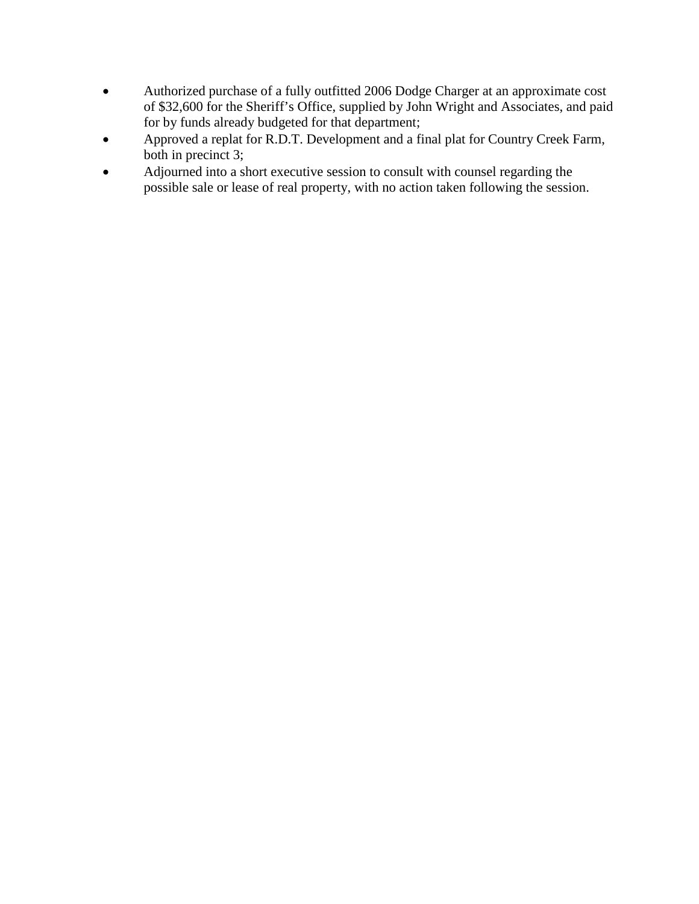- Authorized purchase of a fully outfitted 2006 Dodge Charger at an approximate cost of $32,600 for the Sheriff's Office, supplied by John Wright and Associates, and paid for by funds already budgeted for that department;
- Approved a replat for R.D.T. Development and a final plat for Country Creek Farm, both in precinct 3;
- Adjourned into a short executive session to consult with counsel regarding the possible sale or lease of real property, with no action taken following the session.